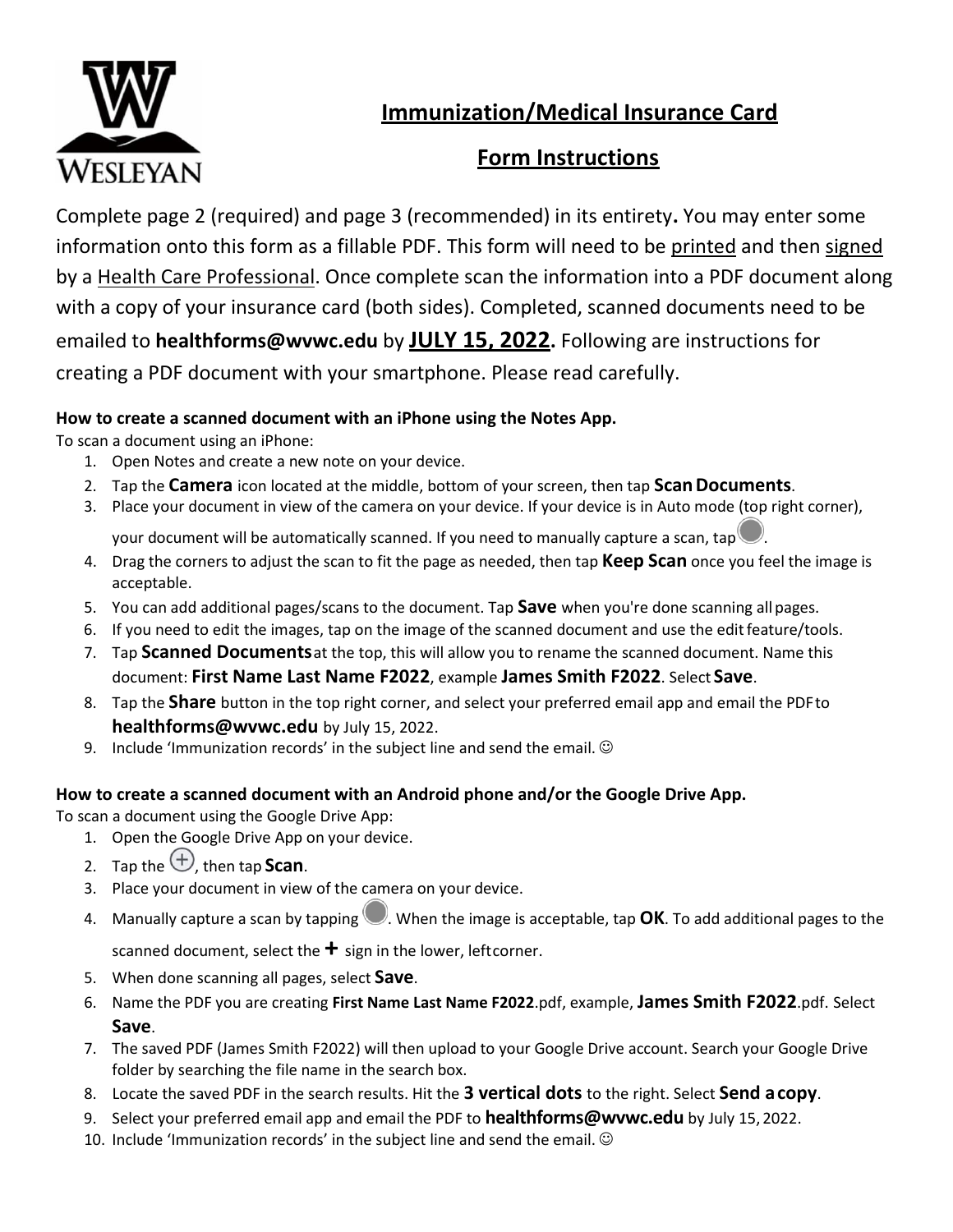# Immunization/Medical Insurance Card

## Form Instructions

Complete page 2 (required) and page 3 (recommended) in its entirety**.** You may enter some information onto this form as a fillable PDF. This form will need to be printed and then signed by a Health Care Professional. Once complete scan the information into a PDF document along with a copy of your insurance card (both sides). Completed, scanned documents need to be emailed to **healthforms@wvwc.edu** by **JULY 15, 2022.** Following are instructions for creating a PDF document with your smartphone. Please read carefully.

**How to create a scanned document with an iPhone using the Notes App.**

To scan a document using an iPhone:

1. Open Notes and create a new note on your device.
2. Tap the **Camera** icon located at the middle, bottom of your screen, then tap **Scan Documents**.
3. Place your document in view of the camera on your device. If your device is in Auto mode (top right corner), your document will be automatically scanned. If you need to manually capture a scan, tap ⬤.
4. Drag the corners to adjust the scan to fit the page as needed, then tap **Keep Scan** once you feel the image is acceptable.
5. You can add additional pages/scans to the document. Tap **Save** when you're done scanning all pages.
6. If you need to edit the images, tap on the image of the scanned document and use the edit feature/tools.
7. Tap **Scanned Documents** at the top, this will allow you to rename the scanned document. Name this document: **First Name Last Name F2022**, example **James Smith F2022**. Select **Save**.
8. Tap the **Share** button in the top right corner, and select your preferred email app and email the PDF to **healthforms@wvwc.edu** by July 15, 2022.
9. Include 'Immunization records' in the subject line and send the email. ☺

**How to create a scanned document with an Android phone and/or the Google Drive App.**

To scan a document using the Google Drive App:

1. Open the Google Drive App on your device.
2. Tap the ⊕, then tap **Scan**.
3. Place your document in view of the camera on your device.
4. Manually capture a scan by tapping ⬤. When the image is acceptable, tap **OK**. To add additional pages to the scanned document, select the **+** sign in the lower, left corner.
5. When done scanning all pages, select **Save**.
6. Name the PDF you are creating **First Name Last Name F2022**.pdf, example, **James Smith F2022**.pdf. Select **Save**.
7. The saved PDF (James Smith F2022) will then upload to your Google Drive account. Search your Google Drive folder by searching the file name in the search box.
8. Locate the saved PDF in the search results. Hit the **3 vertical dots** to the right. Select **Send a copy**.
9. Select your preferred email app and email the PDF to **healthforms@wvwc.edu** by July 15, 2022.
10. Include 'Immunization records' in the subject line and send the email. ☺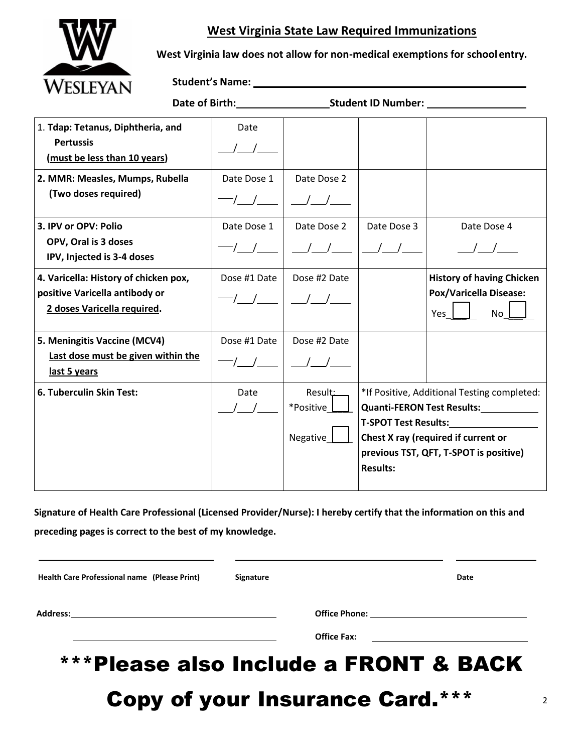## West Virginia State Law Required Immunizations

**West Virginia law does not allow for non-medical exemptions for school entry.**

**Student's Name:** ______________________________

**Date of Birth:** ______________ **Student ID Number:** ______________

| | | | | |
|---|---|---|---|---|
| 1. **Tdap: Tetanus, Diphtheria, and Pertussis** (**must be less than 10 years**) | Date ___/___/___ | | | |
| **2. MMR: Measles, Mumps, Rubella (Two doses required)** | Date Dose 1 ___/___/___ | Date Dose 2 ___/___/___ | | |
| **3. IPV or OPV: Polio OPV, Oral is 3 doses IPV, Injected is 3-4 doses** | Date Dose 1 ___/___/___ | Date Dose 2 ___/___/___ | Date Dose 3 ___/___/___ | Date Dose 4 ___/___/___ |
| **4. Varicella: History of chicken pox, positive Varicella antibody or 2 doses Varicella required.** | Dose #1 Date ___/___/___ | Dose #2 Date ___/___/___ | | **History of having Chicken Pox/Varicella Disease:** Yes___ No___ |
| **5. Meningitis Vaccine (MCV4) Last dose must be given within the last 5 years** | Dose #1 Date ___/___/___ | Dose #2 Date ___/___/___ | | |
| **6. Tuberculin Skin Test:** | Date ___/___/___ | Result: *Positive___ Negative___ | *If Positive, Additional Testing completed: **Quanti-FERON Test Results:**______ **T-SPOT Test Results:**______ **Chest X ray (required if current or previous TST, QFT, T-SPOT is positive) Results:** | |

**Signature of Health Care Professional (Licensed Provider/Nurse): I hereby certify that the information on this and preceding pages is correct to the best of my knowledge.**

______________________ ______________________ ____________

**Health Care Professional name (Please Print)** **Signature** **Date**

**Address:** ______________________ **Office Phone:** ______________________

______________________ **Office Fax:** ______________________

# ***Please also Include a FRONT & BACK Copy of your Insurance Card.***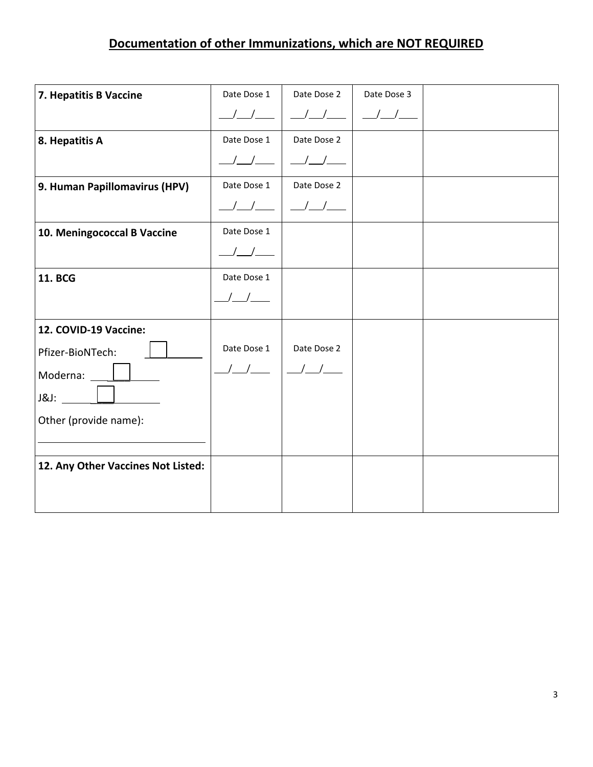# Documentation of other Immunizations, which are NOT REQUIRED

| | | | | |
|---|---|---|---|---|
| **7. Hepatitis B Vaccine** | Date Dose 1<br>\_\_\_/\_\_\_/\_\_\_\_ | Date Dose 2<br>\_\_\_/\_\_\_/\_\_\_\_ | Date Dose 3<br>\_\_\_/\_\_\_/\_\_\_\_ | |
| **8. Hepatitis A** | Date Dose 1<br>\_\_\_/\_\_\_/\_\_\_\_ | Date Dose 2<br>\_\_\_/\_\_\_/\_\_\_\_ | | |
| **9. Human Papillomavirus (HPV)** | Date Dose 1<br>\_\_\_/\_\_\_/\_\_\_\_ | Date Dose 2<br>\_\_\_/\_\_\_/\_\_\_\_ | | |
| **10. Meningococcal B Vaccine** | Date Dose 1<br>\_\_\_/\_\_\_/\_\_\_\_ | | | |
| **11. BCG** | Date Dose 1<br>\_\_\_/\_\_\_/\_\_\_\_ | | | |
| **12. COVID-19 Vaccine:**<br>Pfizer-BioNTech: ☐<br>Moderna: ☐<br>J&J: ☐<br>Other (provide name):<br>\_\_\_\_\_\_\_\_\_\_\_\_\_\_\_\_\_\_\_\_ | Date Dose 1<br>\_\_\_/\_\_\_/\_\_\_\_ | Date Dose 2<br>\_\_\_/\_\_\_/\_\_\_\_ | | |
| **12. Any Other Vaccines Not Listed:** | | | | |